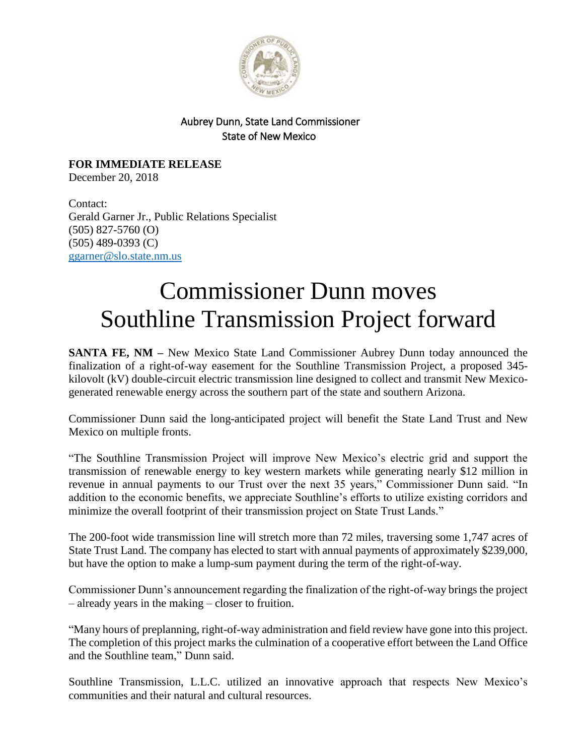Aubrey Dunn, State Land Commissioner
State of New Mexico

**FOR IMMEDIATE RELEASE**
December 20, 2018

Contact:
Gerald Garner Jr., Public Relations Specialist
(505) 827-5760 (O)
(505) 489-0393 (C)
ggarner@slo.state.nm.us

# Commissioner Dunn moves Southline Transmission Project forward

**SANTA FE, NM –** New Mexico State Land Commissioner Aubrey Dunn today announced the finalization of a right-of-way easement for the Southline Transmission Project, a proposed 345-kilovolt (kV) double-circuit electric transmission line designed to collect and transmit New Mexico-generated renewable energy across the southern part of the state and southern Arizona.

Commissioner Dunn said the long-anticipated project will benefit the State Land Trust and New Mexico on multiple fronts.

"The Southline Transmission Project will improve New Mexico's electric grid and support the transmission of renewable energy to key western markets while generating nearly $12 million in revenue in annual payments to our Trust over the next 35 years," Commissioner Dunn said. "In addition to the economic benefits, we appreciate Southline's efforts to utilize existing corridors and minimize the overall footprint of their transmission project on State Trust Lands."

The 200-foot wide transmission line will stretch more than 72 miles, traversing some 1,747 acres of State Trust Land. The company has elected to start with annual payments of approximately $239,000, but have the option to make a lump-sum payment during the term of the right-of-way.

Commissioner Dunn's announcement regarding the finalization of the right-of-way brings the project – already years in the making – closer to fruition.

"Many hours of preplanning, right-of-way administration and field review have gone into this project. The completion of this project marks the culmination of a cooperative effort between the Land Office and the Southline team," Dunn said.

Southline Transmission, L.L.C. utilized an innovative approach that respects New Mexico's communities and their natural and cultural resources.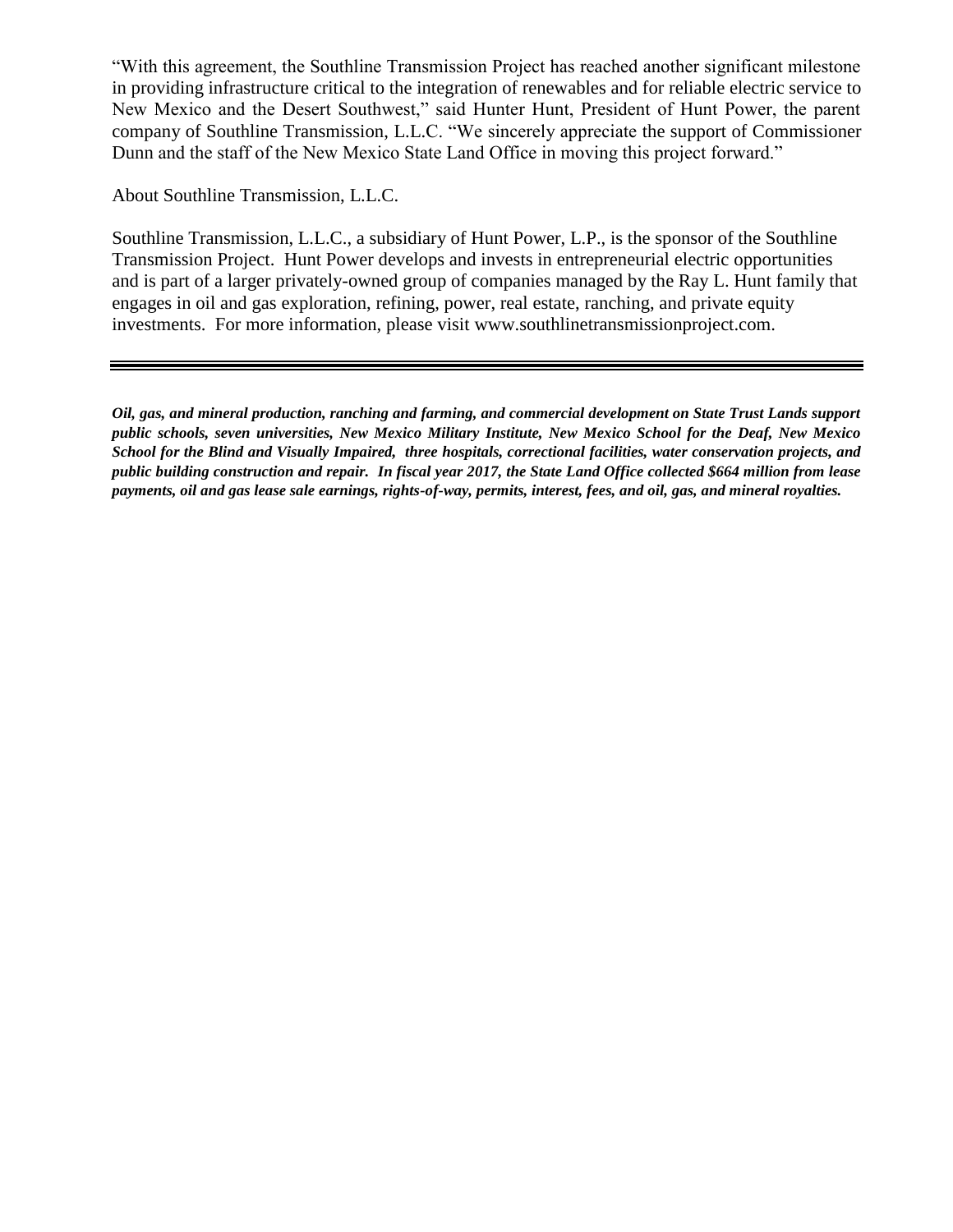"With this agreement, the Southline Transmission Project has reached another significant milestone in providing infrastructure critical to the integration of renewables and for reliable electric service to New Mexico and the Desert Southwest," said Hunter Hunt, President of Hunt Power, the parent company of Southline Transmission, L.L.C. "We sincerely appreciate the support of Commissioner Dunn and the staff of the New Mexico State Land Office in moving this project forward."

About Southline Transmission, L.L.C.

Southline Transmission, L.L.C., a subsidiary of Hunt Power, L.P., is the sponsor of the Southline Transmission Project. Hunt Power develops and invests in entrepreneurial electric opportunities and is part of a larger privately-owned group of companies managed by the Ray L. Hunt family that engages in oil and gas exploration, refining, power, real estate, ranching, and private equity investments. For more information, please visit www.southlinetransmissionproject.com.

---

***Oil, gas, and mineral production, ranching and farming, and commercial development on State Trust Lands support public schools, seven universities, New Mexico Military Institute, New Mexico School for the Deaf, New Mexico School for the Blind and Visually Impaired, three hospitals, correctional facilities, water conservation projects, and public building construction and repair. In fiscal year 2017, the State Land Office collected $664 million from lease payments, oil and gas lease sale earnings, rights-of-way, permits, interest, fees, and oil, gas, and mineral royalties.***